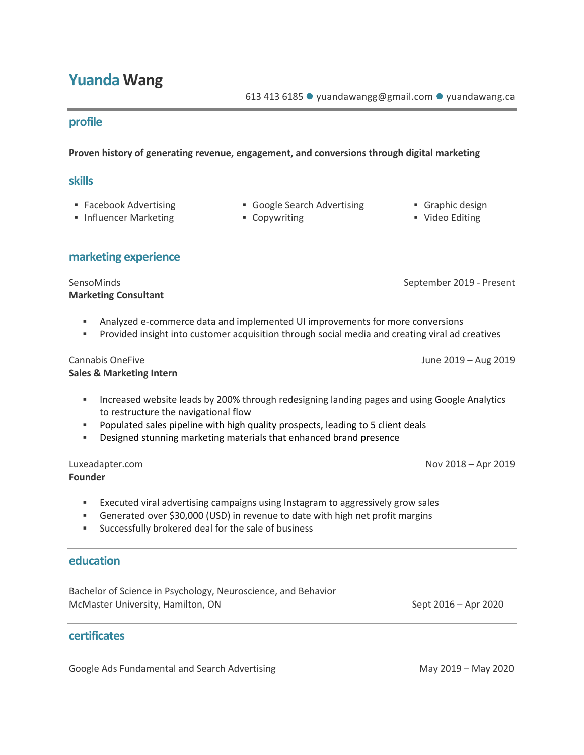# Yuanda Wang

613 413 6185 ● yuandawangg@gmail.com ● yuandawang.ca

## profile

**Proven history of generating revenue, engagement, and conversions through digital marketing**

## skills

- Facebook Advertising
- Influencer Marketing
- Google Search Advertising
- Copywriting
- Graphic design
- Video Editing

## marketing experience

SensoMinds — September 2019 - Present
**Marketing Consultant**

- Analyzed e-commerce data and implemented UI improvements for more conversions
- Provided insight into customer acquisition through social media and creating viral ad creatives

Cannabis OneFive — June 2019 – Aug 2019
**Sales & Marketing Intern**

- Increased website leads by 200% through redesigning landing pages and using Google Analytics to restructure the navigational flow
- Populated sales pipeline with high quality prospects, leading to 5 client deals
- Designed stunning marketing materials that enhanced brand presence

Luxeadapter.com — Nov 2018 – Apr 2019
**Founder**

- Executed viral advertising campaigns using Instagram to aggressively grow sales
- Generated over $30,000 (USD) in revenue to date with high net profit margins
- Successfully brokered deal for the sale of business

## education

Bachelor of Science in Psychology, Neuroscience, and Behavior
McMaster University, Hamilton, ON — Sept 2016 – Apr 2020

## certificates

Google Ads Fundamental and Search Advertising — May 2019 – May 2020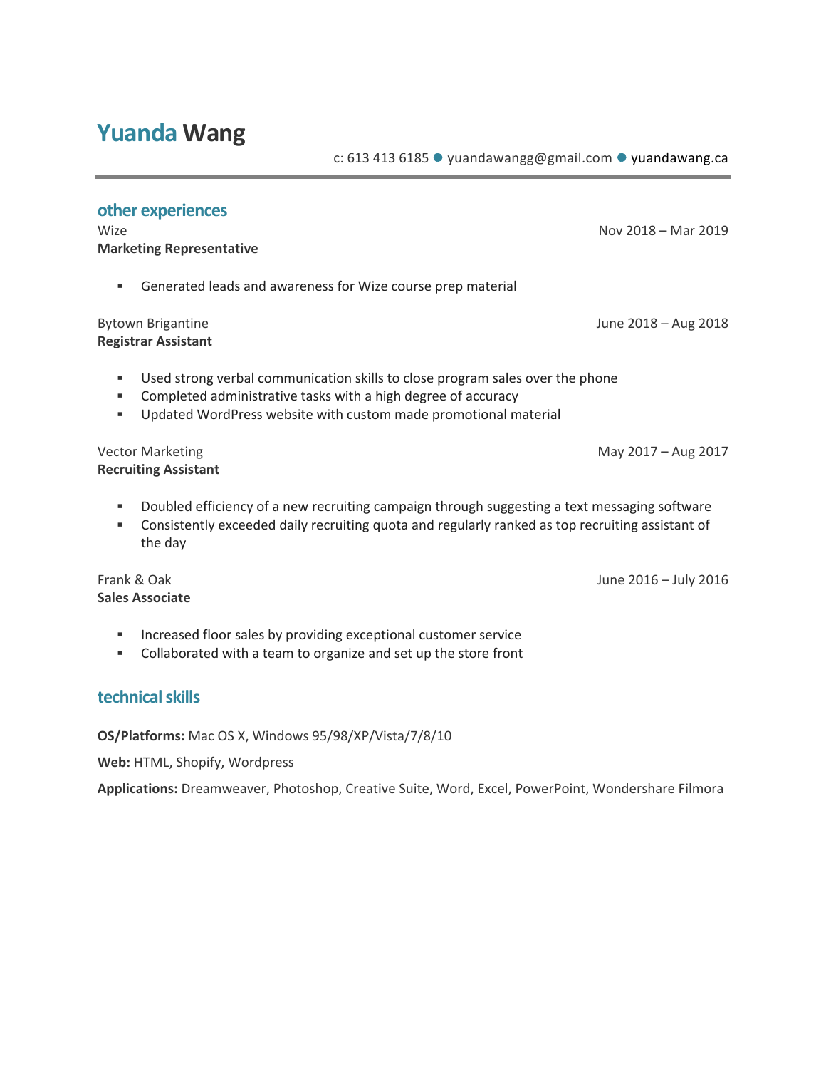# Yuanda Wang

c: 613 413 6185 ● yuandawangg@gmail.com ● yuandawang.ca

## other experiences

Wize — Nov 2018 – Mar 2019
**Marketing Representative**

- Generated leads and awareness for Wize course prep material

Bytown Brigantine — June 2018 – Aug 2018
**Registrar Assistant**

- Used strong verbal communication skills to close program sales over the phone
- Completed administrative tasks with a high degree of accuracy
- Updated WordPress website with custom made promotional material

Vector Marketing — May 2017 – Aug 2017
**Recruiting Assistant**

- Doubled efficiency of a new recruiting campaign through suggesting a text messaging software
- Consistently exceeded daily recruiting quota and regularly ranked as top recruiting assistant of the day

Frank & Oak — June 2016 – July 2016
**Sales Associate**

- Increased floor sales by providing exceptional customer service
- Collaborated with a team to organize and set up the store front

## technical skills

**OS/Platforms:** Mac OS X, Windows 95/98/XP/Vista/7/8/10

**Web:** HTML, Shopify, Wordpress

**Applications:** Dreamweaver, Photoshop, Creative Suite, Word, Excel, PowerPoint, Wondershare Filmora